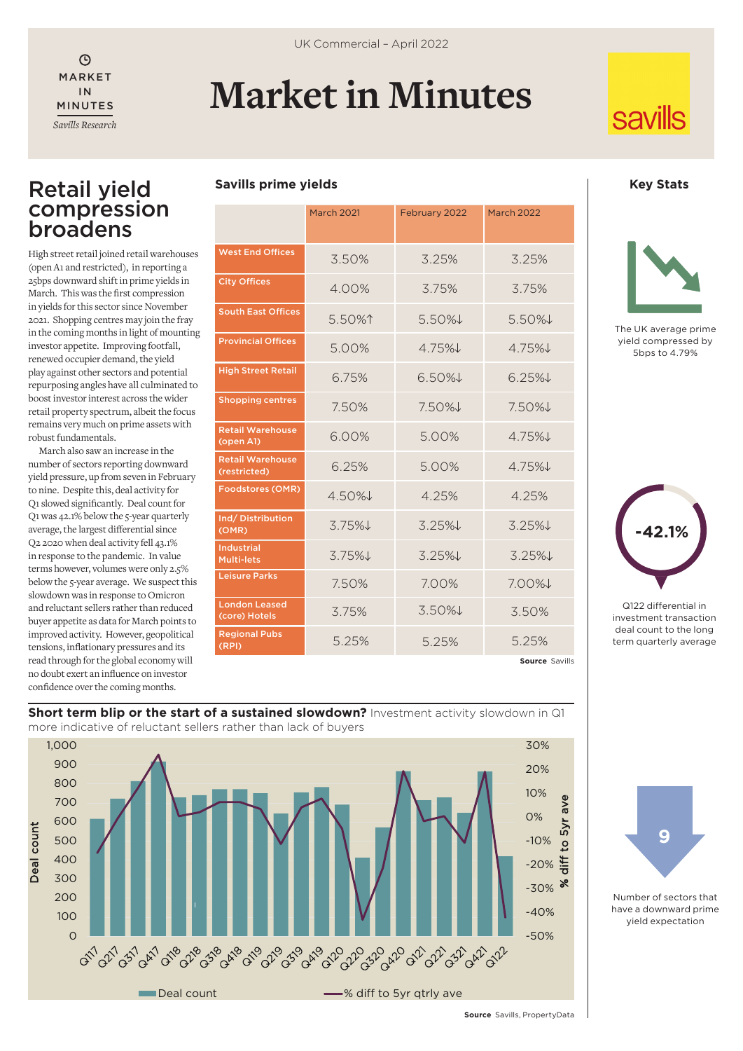UK Commercial – April 2022

# Market in Minutes

MARKET IN MINUTES
*Savills Research*

## Retail yield compression broadens

High street retail joined retail warehouses (open A1 and restricted), in reporting a 25bps downward shift in prime yields in March. This was the first compression in yields for this sector since November 2021. Shopping centres may join the fray in the coming months in light of mounting investor appetite. Improving footfall, renewed occupier demand, the yield play against other sectors and potential repurposing angles have all culminated to boost investor interest across the wider retail property spectrum, albeit the focus remains very much on prime assets with robust fundamentals.

March also saw an increase in the number of sectors reporting downward yield pressure, up from seven in February to nine. Despite this, deal activity for Q1 slowed significantly. Deal count for Q1 was 42.1% below the 5-year quarterly average, the largest differential since Q2 2020 when deal activity fell 43.1% in response to the pandemic. In value terms however, volumes were only 2.5% below the 5-year average. We suspect this slowdown was in response to Omicron and reluctant sellers rather than reduced buyer appetite as data for March points to improved activity. However, geopolitical tensions, inflationary pressures and its read through for the global economy will no doubt exert an influence on investor confidence over the coming months.

### Savills prime yields

| | March 2021 | February 2022 | March 2022 |
|---|---|---|---|
| West End Offices | 3.50% | 3.25% | 3.25% |
| City Offices | 4.00% | 3.75% | 3.75% |
| South East Offices | 5.50%↑ | 5.50%↓ | 5.50%↓ |
| Provincial Offices | 5.00% | 4.75%↓ | 4.75%↓ |
| High Street Retail | 6.75% | 6.50%↓ | 6.25%↓ |
| Shopping centres | 7.50% | 7.50%↓ | 7.50%↓ |
| Retail Warehouse (open A1) | 6.00% | 5.00% | 4.75%↓ |
| Retail Warehouse (restricted) | 6.25% | 5.00% | 4.75%↓ |
| Foodstores (OMR) | 4.50%↓ | 4.25% | 4.25% |
| Ind/ Distribution (OMR) | 3.75%↓ | 3.25%↓ | 3.25%↓ |
| Industrial Multi-lets | 3.75%↓ | 3.25%↓ | 3.25%↓ |
| Leisure Parks | 7.50% | 7.00% | 7.00%↓ |
| London Leased (core) Hotels | 3.75% | 3.50%↓ | 3.50% |
| Regional Pubs (RPI) | 5.25% | 5.25% | 5.25% |

**Source** Savills

### Key Stats

The UK average prime yield compressed by 5bps to 4.79%

**-42.1%**
Q122 differential in investment transaction deal count to the long term quarterly average

**9**
Number of sectors that have a downward prime yield expectation

**Short term blip or the start of a sustained slowdown?** Investment activity slowdown in Q1 more indicative of reluctant sellers rather than lack of buyers

**Source** Savills, PropertyData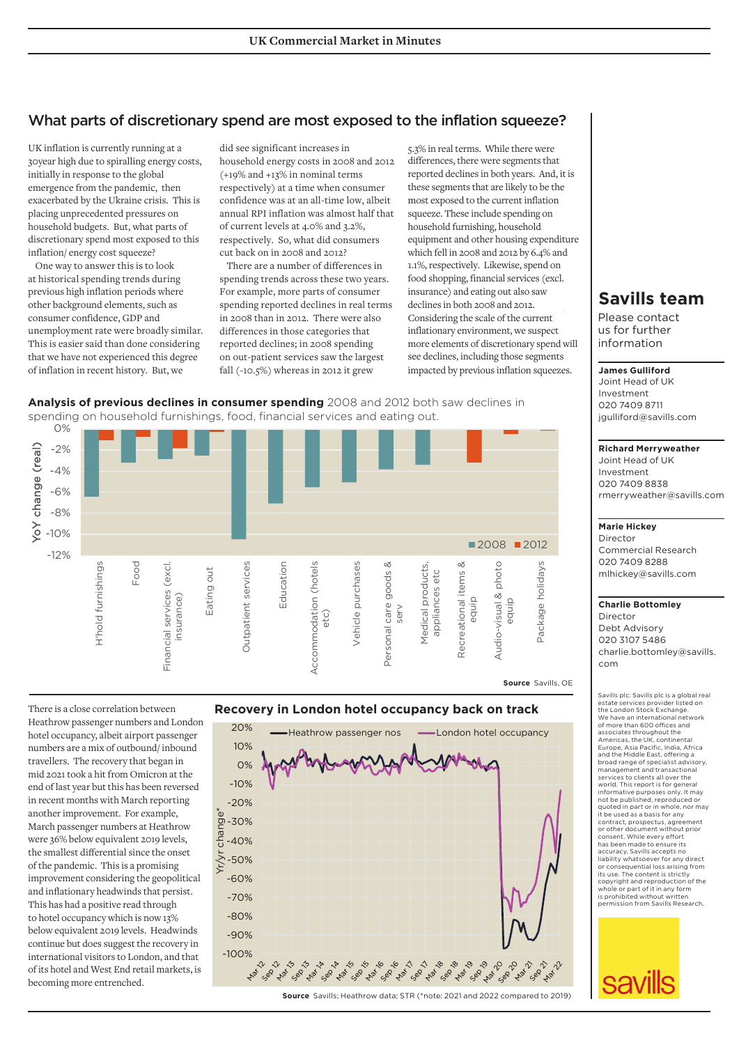## What parts of discretionary spend are most exposed to the inflation squeeze?

UK inflation is currently running at a 30year high due to spiralling energy costs, initially in response to the global emergence from the pandemic, then exacerbated by the Ukraine crisis. This is placing unprecedented pressures on household budgets. But, what parts of discretionary spend most exposed to this inflation/ energy cost squeeze?

One way to answer this is to look at historical spending trends during previous high inflation periods where other background elements, such as consumer confidence, GDP and unemployment rate were broadly similar. This is easier said than done considering that we have not experienced this degree of inflation in recent history. But, we did see significant increases in household energy costs in 2008 and 2012 (+19% and +13% in nominal terms respectively) at a time when consumer confidence was at an all-time low, albeit annual RPI inflation was almost half that of current levels at 4.0% and 3.2%, respectively. So, what did consumers cut back on in 2008 and 2012?

There are a number of differences in spending trends across these two years. For example, more parts of consumer spending reported declines in real terms in 2008 than in 2012. There were also differences in those categories that reported declines; in 2008 spending on out-patient services saw the largest fall (-10.5%) whereas in 2012 it grew 5.3% in real terms. While there were differences, there were segments that reported declines in both years. And, it is these segments that are likely to be the most exposed to the current inflation squeeze. These include spending on household furnishing, household equipment and other housing expenditure which fell in 2008 and 2012 by 6.4% and 1.1%, respectively. Likewise, spend on food shopping, financial services (excl. insurance) and eating out also saw declines in both 2008 and 2012. Considering the scale of the current inflationary environment, we suspect more elements of discretionary spend will see declines, including those segments impacted by previous inflation squeezes.

**Analysis of previous declines in consumer spending** 2008 and 2012 both saw declines in spending on household furnishings, food, financial services and eating out.

YoY change (real)
0%
-2%
-4%
-6%
-8%
-10%
-12%
2008 2012
H'hold furnishings
Food
Financial services (excl. insurance)
Eating out
Outpatient services
Education
Accommodation (hotels etc)
Vehicle purchases
Personal care goods & serv
Medical products, appliances etc
Recreational items & equip
Audio-visual & photo equip
Package holidays

**Source** Savills, OE

There is a close correlation between Heathrow passenger numbers and London hotel occupancy, albeit airport passenger numbers are a mix of outbound/ inbound travellers. The recovery that began in mid 2021 took a hit from Omicron at the end of last year but this has been reversed in recent months with March reporting another improvement. For example, March passenger numbers at Heathrow were 36% below equivalent 2019 levels, the smallest differential since the onset of the pandemic. This is a promising improvement considering the geopolitical and inflationary headwinds that persist. This has had a positive read through to hotel occupancy which is now 13% below equivalent 2019 levels. Headwinds continue but does suggest the recovery in international visitors to London, and that of its hotel and West End retail markets, is becoming more entrenched.

**Recovery in London hotel occupancy back on track**

Heathrow passenger nos
London hotel occupancy
Yr/yr change*
20%
10%
0%
-10%
-20%
-30%
-40%
-50%
-60%
-70%
-80%
-90%
-100%
Mar 12, Sep 12, Mar 13, Sep 13, Mar 14, Sep 14, Mar 15, Sep 15, Mar 16, Sep 16, Mar 17, Sep 17, Mar 18, Sep 18, Mar 19, Sep 19, Mar 20, Sep 20, Mar 21, Sep 21, Mar 22

**Source** Savills; Heathrow data; STR (*note: 2021 and 2022 compared to 2019)

## Savills team

Please contact us for further information

**James Gulliford**
Joint Head of UK Investment
020 7409 8711
jgulliford@savills.com

**Richard Merryweather**
Joint Head of UK Investment
020 7409 8838
rmerryweather@savills.com

**Marie Hickey**
Director
Commercial Research
020 7409 8288
mlhickey@savills.com

**Charlie Bottomley**
Director
Debt Advisory
020 3107 5486
charlie.bottomley@savills.com

Savills plc: Savills plc is a global real estate services provider listed on the London Stock Exchange. We have an international network of more than 600 offices and associates throughout the Americas, the UK, continental Europe, Asia Pacific, India, Africa and the Middle East, offering a broad range of specialist advisory, management and transactional services to clients all over the world. This report is for general informative purposes only. It may not be published, reproduced or quoted in part or in whole, nor may it be used as a basis for any contract, prospectus, agreement or other document without prior consent. While every effort has been made to ensure its accuracy, Savills accepts no liability whatsoever for any direct or consequential loss arising from its use. The content is strictly copyright and reproduction of the whole or part of it in any form is prohibited without written permission from Savills Research.